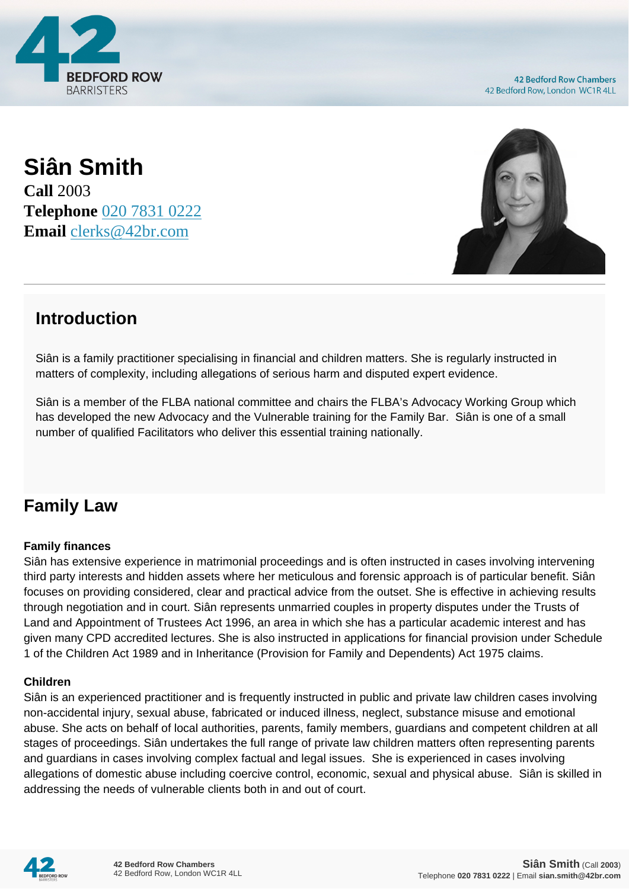# Siân Smith

**Call** 2003
**Telephone** 020 7831 0222
**Email** clerks@42br.com

## Introduction

Siân is a family practitioner specialising in financial and children matters. She is regularly instructed in matters of complexity, including allegations of serious harm and disputed expert evidence.

Siân is a member of the FLBA national committee and chairs the FLBA's Advocacy Working Group which has developed the new Advocacy and the Vulnerable training for the Family Bar. Siân is one of a small number of qualified Facilitators who deliver this essential training nationally.

## Family Law

### Family finances

Siân has extensive experience in matrimonial proceedings and is often instructed in cases involving intervening third party interests and hidden assets where her meticulous and forensic approach is of particular benefit. Siân focuses on providing considered, clear and practical advice from the outset. She is effective in achieving results through negotiation and in court. Siân represents unmarried couples in property disputes under the Trusts of Land and Appointment of Trustees Act 1996, an area in which she has a particular academic interest and has given many CPD accredited lectures. She is also instructed in applications for financial provision under Schedule 1 of the Children Act 1989 and in Inheritance (Provision for Family and Dependents) Act 1975 claims.

### Children

Siân is an experienced practitioner and is frequently instructed in public and private law children cases involving non-accidental injury, sexual abuse, fabricated or induced illness, neglect, substance misuse and emotional abuse. She acts on behalf of local authorities, parents, family members, guardians and competent children at all stages of proceedings. Siân undertakes the full range of private law children matters often representing parents and guardians in cases involving complex factual and legal issues. She is experienced in cases involving allegations of domestic abuse including coercive control, economic, sexual and physical abuse. Siân is skilled in addressing the needs of vulnerable clients both in and out of court.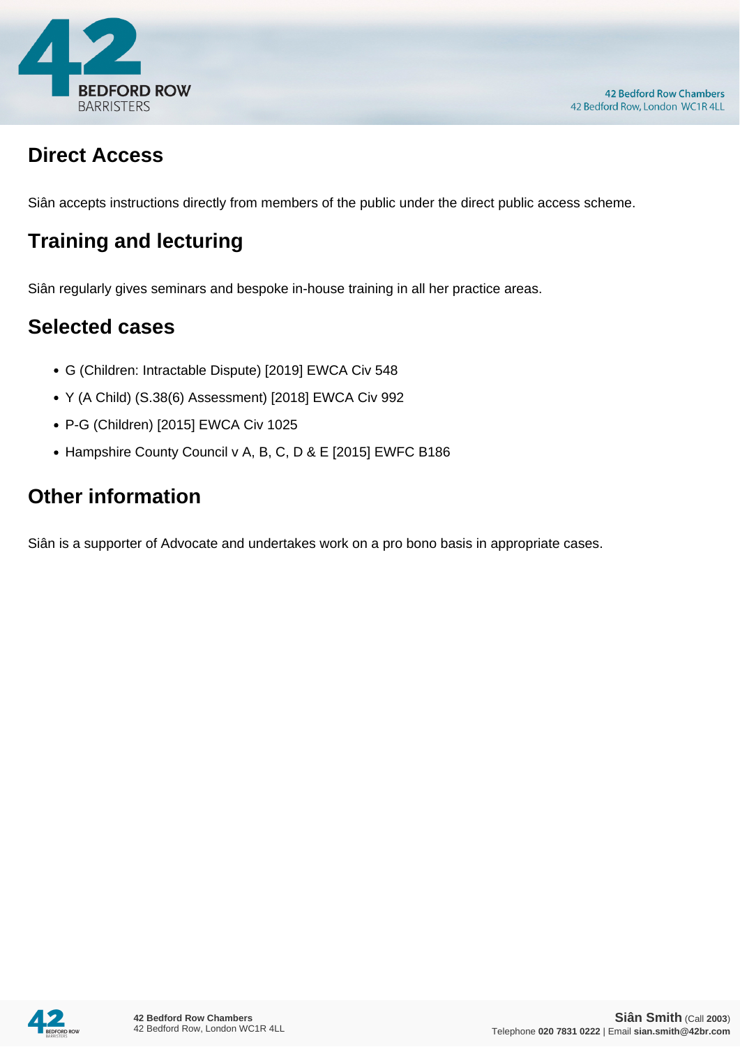## Direct Access

Siân accepts instructions directly from members of the public under the direct public access scheme.

## Training and lecturing

Siân regularly gives seminars and bespoke in-house training in all her practice areas.

## Selected cases

- G (Children: Intractable Dispute) [2019] EWCA Civ 548
- Y (A Child) (S.38(6) Assessment) [2018] EWCA Civ 992
- P-G (Children) [2015] EWCA Civ 1025
- Hampshire County Council v A, B, C, D & E [2015] EWFC B186

## Other information

Siân is a supporter of Advocate and undertakes work on a pro bono basis in appropriate cases.